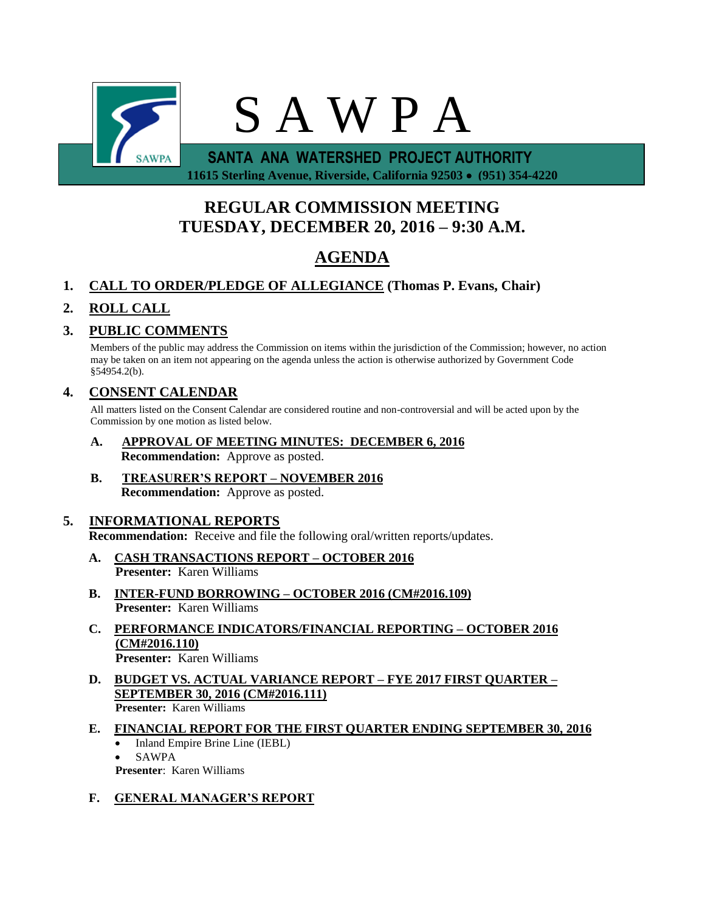# S A W P A

**SANTA ANA WATERSHED PROJECT AUTHORITY**

**11615 Sterling Avenue, Riverside, California 92503 • (951) 354-4220**

## REGULAR COMMISSION MEETING
## TUESDAY, DECEMBER 20, 2016 – 9:30 A.M.

## AGENDA

**1. CALL TO ORDER/PLEDGE OF ALLEGIANCE (Thomas P. Evans, Chair)**

**2. ROLL CALL**

**3. PUBLIC COMMENTS**

Members of the public may address the Commission on items within the jurisdiction of the Commission; however, no action may be taken on an item not appearing on the agenda unless the action is otherwise authorized by Government Code §54954.2(b).

**4. CONSENT CALENDAR**

All matters listed on the Consent Calendar are considered routine and non-controversial and will be acted upon by the Commission by one motion as listed below.

**A. APPROVAL OF MEETING MINUTES: DECEMBER 6, 2016**
**Recommendation:** Approve as posted.

**B. TREASURER'S REPORT – NOVEMBER 2016**
**Recommendation:** Approve as posted.

**5. INFORMATIONAL REPORTS**
**Recommendation:** Receive and file the following oral/written reports/updates.

**A. CASH TRANSACTIONS REPORT – OCTOBER 2016**
**Presenter:** Karen Williams

**B. INTER-FUND BORROWING – OCTOBER 2016 (CM#2016.109)**
**Presenter:** Karen Williams

**C. PERFORMANCE INDICATORS/FINANCIAL REPORTING – OCTOBER 2016 (CM#2016.110)**
**Presenter:** Karen Williams

**D. BUDGET VS. ACTUAL VARIANCE REPORT – FYE 2017 FIRST QUARTER – SEPTEMBER 30, 2016 (CM#2016.111)**
**Presenter:** Karen Williams

**E. FINANCIAL REPORT FOR THE FIRST QUARTER ENDING SEPTEMBER 30, 2016**
- Inland Empire Brine Line (IEBL)
- SAWPA

**Presenter**: Karen Williams

**F. GENERAL MANAGER'S REPORT**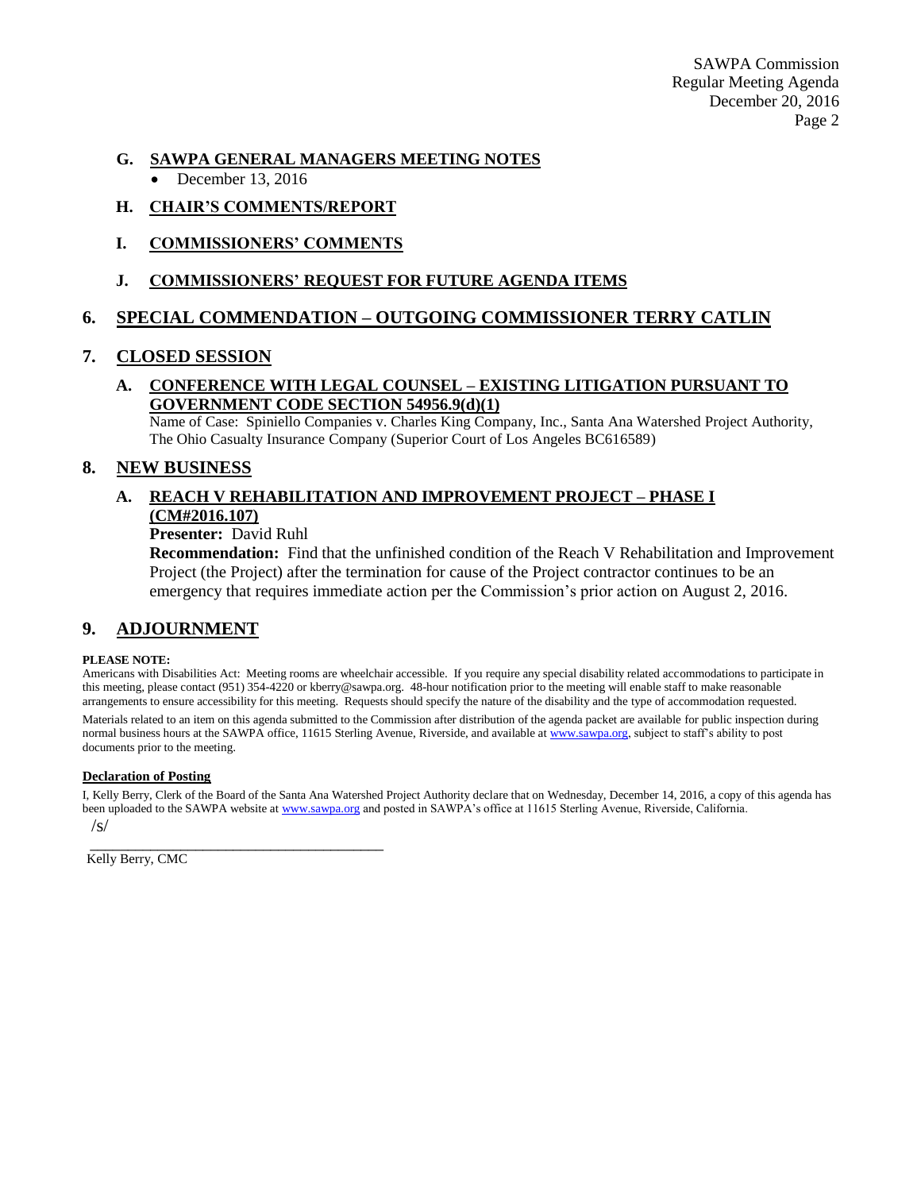### G. SAWPA GENERAL MANAGERS MEETING NOTES

- December 13, 2016

### H. CHAIR'S COMMENTS/REPORT

### I. COMMISSIONERS' COMMENTS

### J. COMMISSIONERS' REQUEST FOR FUTURE AGENDA ITEMS

## 6. SPECIAL COMMENDATION – OUTGOING COMMISSIONER TERRY CATLIN

## 7. CLOSED SESSION

### A. CONFERENCE WITH LEGAL COUNSEL – EXISTING LITIGATION PURSUANT TO GOVERNMENT CODE SECTION 54956.9(d)(1)

Name of Case: Spiniello Companies v. Charles King Company, Inc., Santa Ana Watershed Project Authority, The Ohio Casualty Insurance Company (Superior Court of Los Angeles BC616589)

## 8. NEW BUSINESS

### A. REACH V REHABILITATION AND IMPROVEMENT PROJECT – PHASE I (CM#2016.107)

**Presenter:** David Ruhl

**Recommendation:** Find that the unfinished condition of the Reach V Rehabilitation and Improvement Project (the Project) after the termination for cause of the Project contractor continues to be an emergency that requires immediate action per the Commission's prior action on August 2, 2016.

## 9. ADJOURNMENT

**PLEASE NOTE:**

Americans with Disabilities Act: Meeting rooms are wheelchair accessible. If you require any special disability related accommodations to participate in this meeting, please contact (951) 354-4220 or kberry@sawpa.org. 48-hour notification prior to the meeting will enable staff to make reasonable arrangements to ensure accessibility for this meeting. Requests should specify the nature of the disability and the type of accommodation requested.

Materials related to an item on this agenda submitted to the Commission after distribution of the agenda packet are available for public inspection during normal business hours at the SAWPA office, 11615 Sterling Avenue, Riverside, and available at www.sawpa.org, subject to staff's ability to post documents prior to the meeting.

**Declaration of Posting**

I, Kelly Berry, Clerk of the Board of the Santa Ana Watershed Project Authority declare that on Wednesday, December 14, 2016, a copy of this agenda has been uploaded to the SAWPA website at www.sawpa.org and posted in SAWPA's office at 11615 Sterling Avenue, Riverside, California.

/s/

\_\_\_\_\_\_\_\_\_\_\_\_\_\_\_\_\_\_\_\_\_\_\_\_\_\_\_\_\_\_\_\_\_\_\_\_\_\_\_\_

Kelly Berry, CMC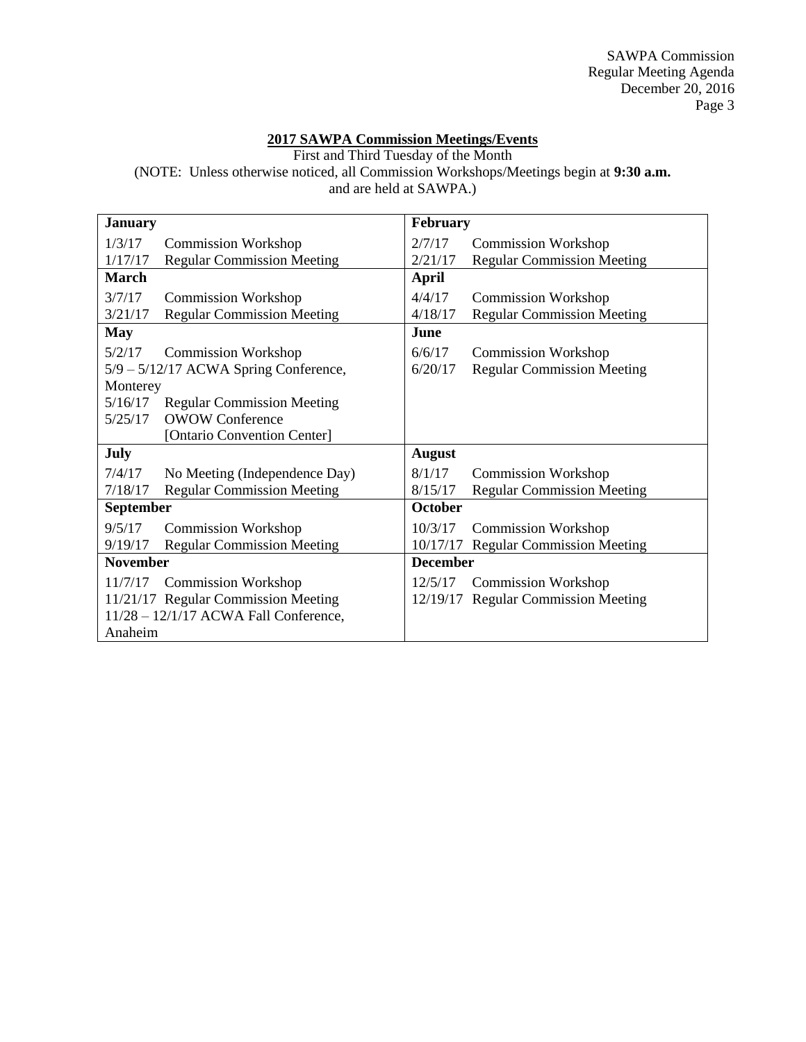## 2017 SAWPA Commission Meetings/Events

First and Third Tuesday of the Month
(NOTE: Unless otherwise noticed, all Commission Workshops/Meetings begin at **9:30 a.m.** and are held at SAWPA.)

| | |
|---|---|
| **January** | **February** |
| 1/3/17 Commission Workshop<br>1/17/17 Regular Commission Meeting | 2/7/17 Commission Workshop<br>2/21/17 Regular Commission Meeting |
| **March** | **April** |
| 3/7/17 Commission Workshop<br>3/21/17 Regular Commission Meeting | 4/4/17 Commission Workshop<br>4/18/17 Regular Commission Meeting |
| **May** | **June** |
| 5/2/17 Commission Workshop<br>5/9 – 5/12/17 ACWA Spring Conference, Monterey<br>5/16/17 Regular Commission Meeting<br>5/25/17 OWOW Conference [Ontario Convention Center] | 6/6/17 Commission Workshop<br>6/20/17 Regular Commission Meeting |
| **July** | **August** |
| 7/4/17 No Meeting (Independence Day)<br>7/18/17 Regular Commission Meeting | 8/1/17 Commission Workshop<br>8/15/17 Regular Commission Meeting |
| **September** | **October** |
| 9/5/17 Commission Workshop<br>9/19/17 Regular Commission Meeting | 10/3/17 Commission Workshop<br>10/17/17 Regular Commission Meeting |
| **November** | **December** |
| 11/7/17 Commission Workshop<br>11/21/17 Regular Commission Meeting<br>11/28 – 12/1/17 ACWA Fall Conference, Anaheim | 12/5/17 Commission Workshop<br>12/19/17 Regular Commission Meeting |